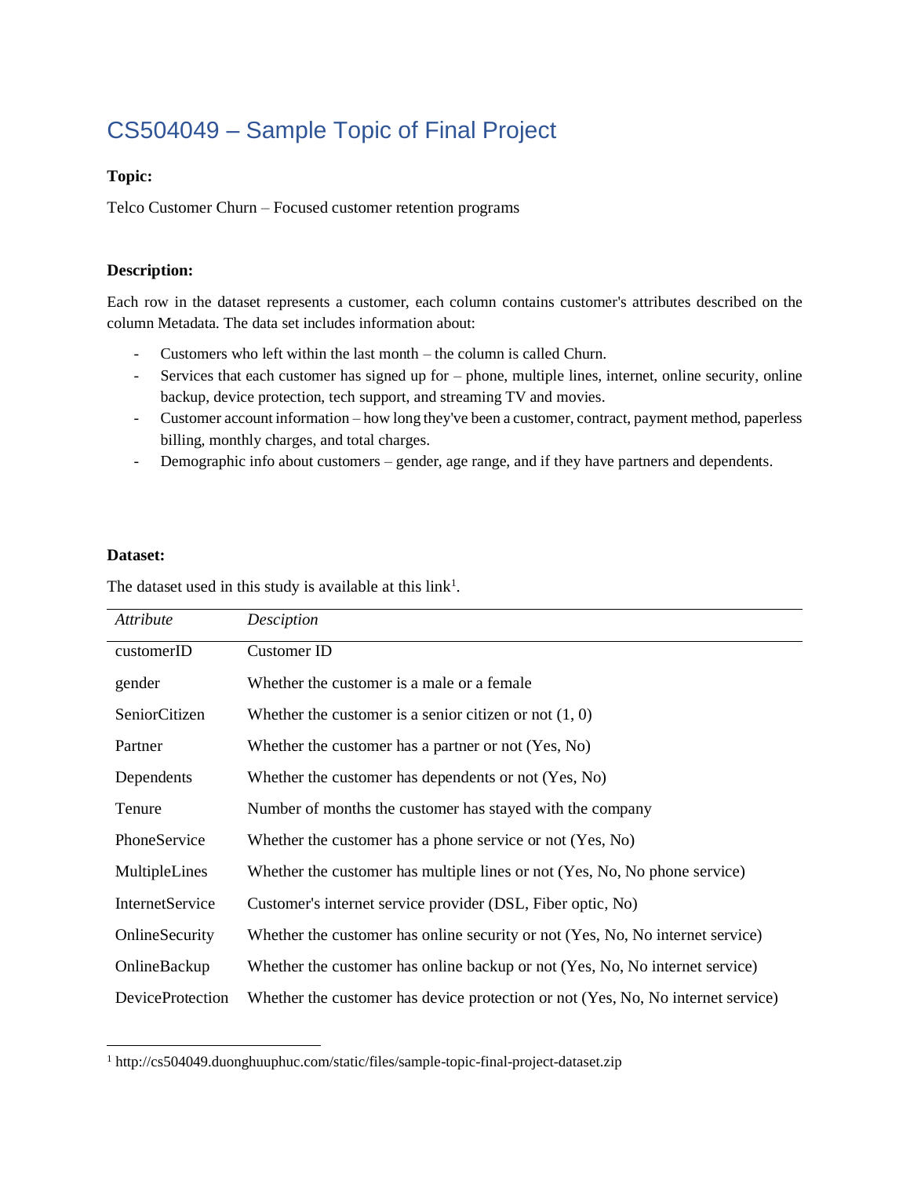# CS504049 – Sample Topic of Final Project

**Topic:**

Telco Customer Churn – Focused customer retention programs

**Description:**

Each row in the dataset represents a customer, each column contains customer's attributes described on the column Metadata. The data set includes information about:

- Customers who left within the last month – the column is called Churn.
- Services that each customer has signed up for – phone, multiple lines, internet, online security, online backup, device protection, tech support, and streaming TV and movies.
- Customer account information – how long they've been a customer, contract, payment method, paperless billing, monthly charges, and total charges.
- Demographic info about customers – gender, age range, and if they have partners and dependents.

**Dataset:**

The dataset used in this study is available at this link[1].

| *Attribute* | *Desciption* |
|---|---|
| customerID | Customer ID |
| gender | Whether the customer is a male or a female |
| SeniorCitizen | Whether the customer is a senior citizen or not (1, 0) |
| Partner | Whether the customer has a partner or not (Yes, No) |
| Dependents | Whether the customer has dependents or not (Yes, No) |
| Tenure | Number of months the customer has stayed with the company |
| PhoneService | Whether the customer has a phone service or not (Yes, No) |
| MultipleLines | Whether the customer has multiple lines or not (Yes, No, No phone service) |
| InternetService | Customer's internet service provider (DSL, Fiber optic, No) |
| OnlineSecurity | Whether the customer has online security or not (Yes, No, No internet service) |
| OnlineBackup | Whether the customer has online backup or not (Yes, No, No internet service) |
| DeviceProtection | Whether the customer has device protection or not (Yes, No, No internet service) |

[1] http://cs504049.duonghuuphuc.com/static/files/sample-topic-final-project-dataset.zip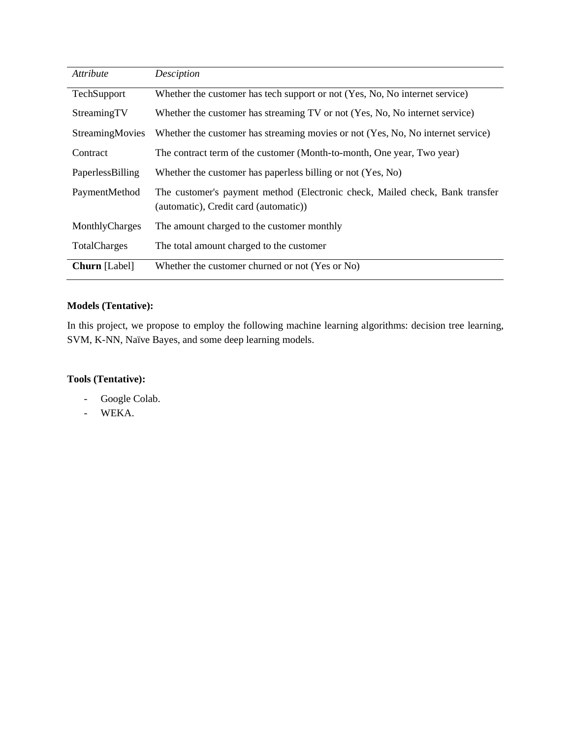| *Attribute* | *Desciption* |
| --- | --- |
| TechSupport | Whether the customer has tech support or not (Yes, No, No internet service) |
| StreamingTV | Whether the customer has streaming TV or not (Yes, No, No internet service) |
| StreamingMovies | Whether the customer has streaming movies or not (Yes, No, No internet service) |
| Contract | The contract term of the customer (Month-to-month, One year, Two year) |
| PaperlessBilling | Whether the customer has paperless billing or not (Yes, No) |
| PaymentMethod | The customer's payment method (Electronic check, Mailed check, Bank transfer (automatic), Credit card (automatic)) |
| MonthlyCharges | The amount charged to the customer monthly |
| TotalCharges | The total amount charged to the customer |
| **Churn** [Label] | Whether the customer churned or not (Yes or No) |

**Models (Tentative):**

In this project, we propose to employ the following machine learning algorithms: decision tree learning, SVM, K-NN, Naïve Bayes, and some deep learning models.

**Tools (Tentative):**

- Google Colab.
- WEKA.